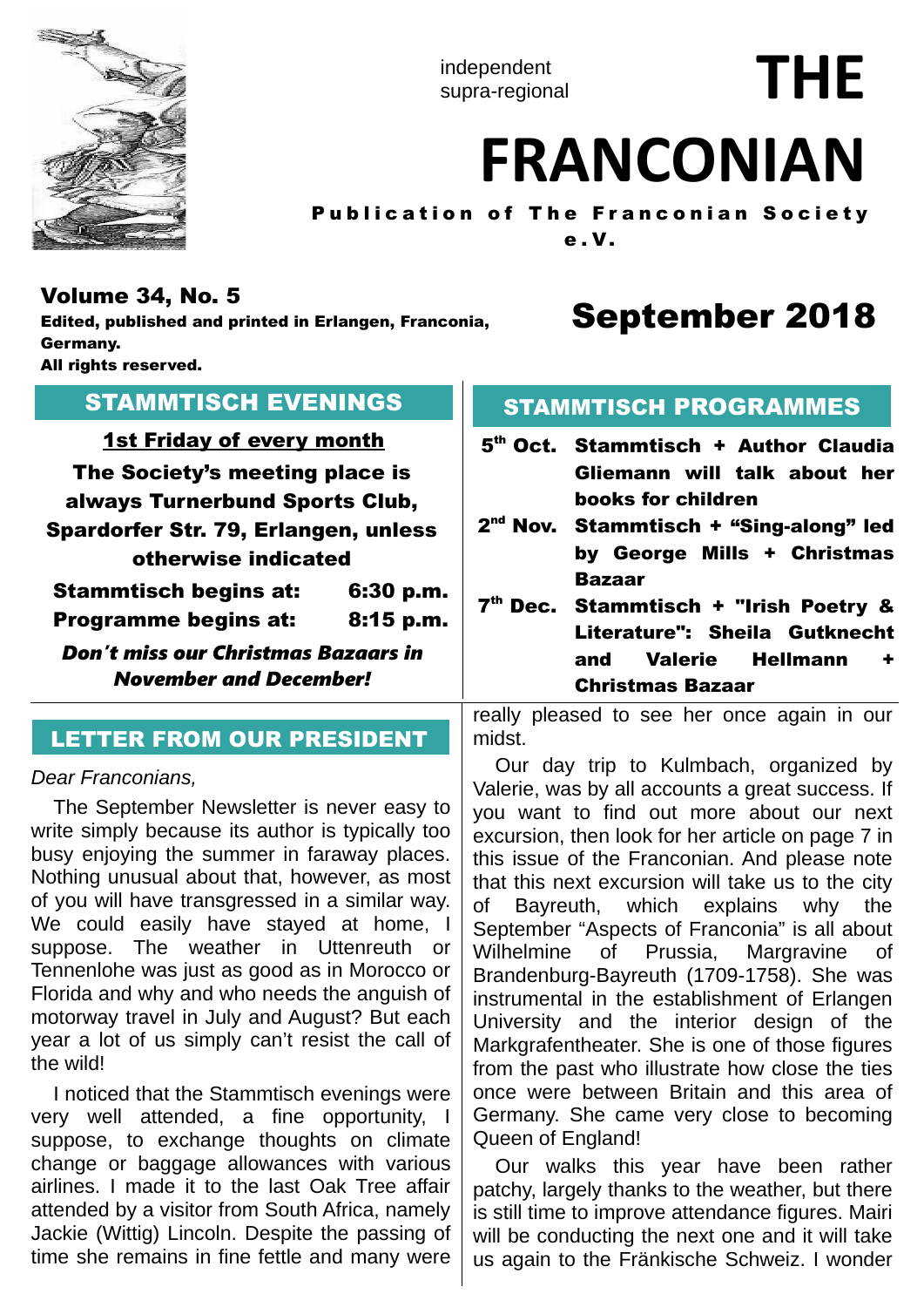independent
supra-regional

# THE FRANCONIAN

**Publication of The Franconian Society e.V.**

**Volume 34, No. 5**
**Edited, published and printed in Erlangen, Franconia, Germany.**
**All rights reserved.**

## September 2018

## STAMMTISCH EVENINGS

**1st Friday of every month**

**The Society's meeting place is always Turnerbund Sports Club, Spardorfer Str. 79, Erlangen, unless otherwise indicated**

| | |
|---|---|
| **Stammtisch begins at:** | **6:30 p.m.** |
| **Programme begins at:** | **8:15 p.m.** |

***Don't miss our Christmas Bazaars in November and December!***

## STAMMTISCH PROGRAMMES

| | |
|---|---|
| **5th Oct.** | **Stammtisch + Author Claudia Gliemann will talk about her books for children** |
| **2nd Nov.** | **Stammtisch + "Sing-along" led by George Mills + Christmas Bazaar** |
| **7th Dec.** | **Stammtisch + "Irish Poetry & Literature": Sheila Gutknecht and Valerie Hellmann + Christmas Bazaar** |

## LETTER FROM OUR PRESIDENT

*Dear Franconians,*

The September Newsletter is never easy to write simply because its author is typically too busy enjoying the summer in faraway places. Nothing unusual about that, however, as most of you will have transgressed in a similar way. We could easily have stayed at home, I suppose. The weather in Uttenreuth or Tennenlohe was just as good as in Morocco or Florida and why and who needs the anguish of motorway travel in July and August? But each year a lot of us simply can't resist the call of the wild!

I noticed that the Stammtisch evenings were very well attended, a fine opportunity, I suppose, to exchange thoughts on climate change or baggage allowances with various airlines. I made it to the last Oak Tree affair attended by a visitor from South Africa, namely Jackie (Wittig) Lincoln. Despite the passing of time she remains in fine fettle and many were really pleased to see her once again in our midst.

Our day trip to Kulmbach, organized by Valerie, was by all accounts a great success. If you want to find out more about our next excursion, then look for her article on page 7 in this issue of the Franconian. And please note that this next excursion will take us to the city of Bayreuth, which explains why the September "Aspects of Franconia" is all about Wilhelmine of Prussia, Margravine of Brandenburg-Bayreuth (1709-1758). She was instrumental in the establishment of Erlangen University and the interior design of the Markgrafentheater. She is one of those figures from the past who illustrate how close the ties once were between Britain and this area of Germany. She came very close to becoming Queen of England!

Our walks this year have been rather patchy, largely thanks to the weather, but there is still time to improve attendance figures. Mairi will be conducting the next one and it will take us again to the Fränkische Schweiz. I wonder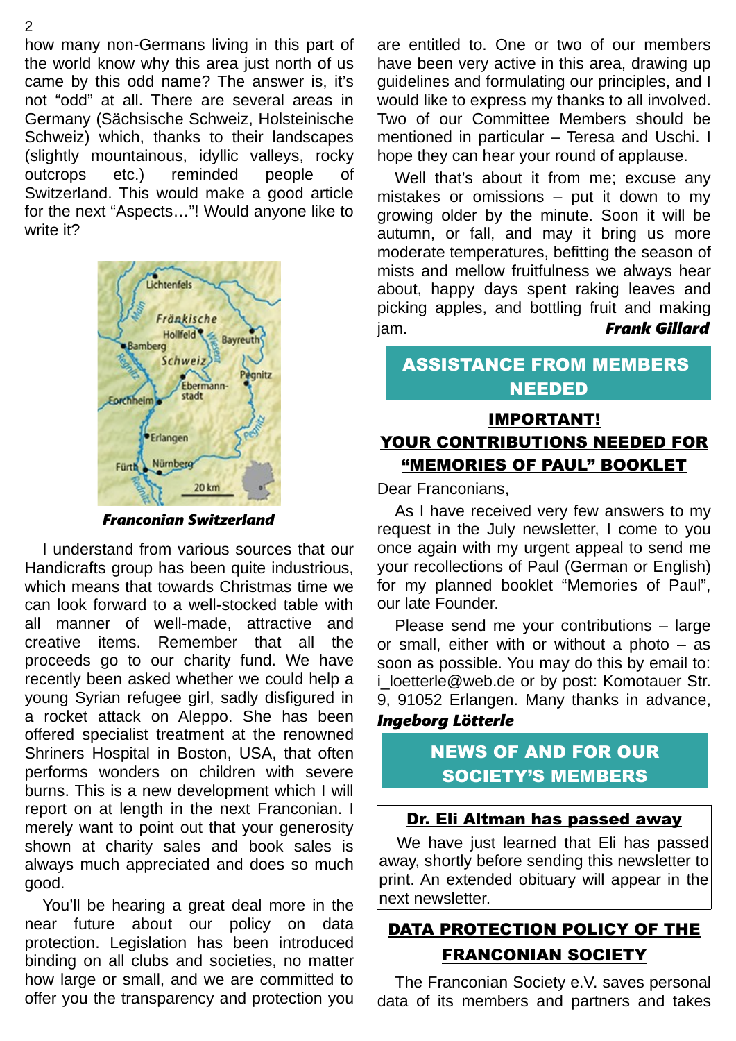how many non-Germans living in this part of the world know why this area just north of us came by this odd name? The answer is, it's not "odd" at all. There are several areas in Germany (Sächsische Schweiz, Holsteinische Schweiz) which, thanks to their landscapes (slightly mountainous, idyllic valleys, rocky outcrops etc.) reminded people of Switzerland. This would make a good article for the next "Aspects…"! Would anyone like to write it?

***Franconian Switzerland***

I understand from various sources that our Handicrafts group has been quite industrious, which means that towards Christmas time we can look forward to a well-stocked table with all manner of well-made, attractive and creative items. Remember that all the proceeds go to our charity fund. We have recently been asked whether we could help a young Syrian refugee girl, sadly disfigured in a rocket attack on Aleppo. She has been offered specialist treatment at the renowned Shriners Hospital in Boston, USA, that often performs wonders on children with severe burns. This is a new development which I will report on at length in the next Franconian. I merely want to point out that your generosity shown at charity sales and book sales is always much appreciated and does so much good.

You'll be hearing a great deal more in the near future about our policy on data protection. Legislation has been introduced binding on all clubs and societies, no matter how large or small, and we are committed to offer you the transparency and protection you are entitled to. One or two of our members have been very active in this area, drawing up guidelines and formulating our principles, and I would like to express my thanks to all involved. Two of our Committee Members should be mentioned in particular – Teresa and Uschi. I hope they can hear your round of applause.

Well that's about it from me; excuse any mistakes or omissions – put it down to my growing older by the minute. Soon it will be autumn, or fall, and may it bring us more moderate temperatures, befitting the season of mists and mellow fruitfulness we always hear about, happy days spent raking leaves and picking apples, and bottling fruit and making jam. ***Frank Gillard***

## ASSISTANCE FROM MEMBERS NEEDED

### IMPORTANT! YOUR CONTRIBUTIONS NEEDED FOR "MEMORIES OF PAUL" BOOKLET

Dear Franconians,

As I have received very few answers to my request in the July newsletter, I come to you once again with my urgent appeal to send me your recollections of Paul (German or English) for my planned booklet "Memories of Paul", our late Founder.

Please send me your contributions – large or small, either with or without a photo – as soon as possible. You may do this by email to: i_loetterle@web.de or by post: Komotauer Str. 9, 91052 Erlangen. Many thanks in advance, ***Ingeborg Lötterle***

## NEWS OF AND FOR OUR SOCIETY'S MEMBERS

### Dr. Eli Altman has passed away

We have just learned that Eli has passed away, shortly before sending this newsletter to print. An extended obituary will appear in the next newsletter.

### DATA PROTECTION POLICY OF THE FRANCONIAN SOCIETY

The Franconian Society e.V. saves personal data of its members and partners and takes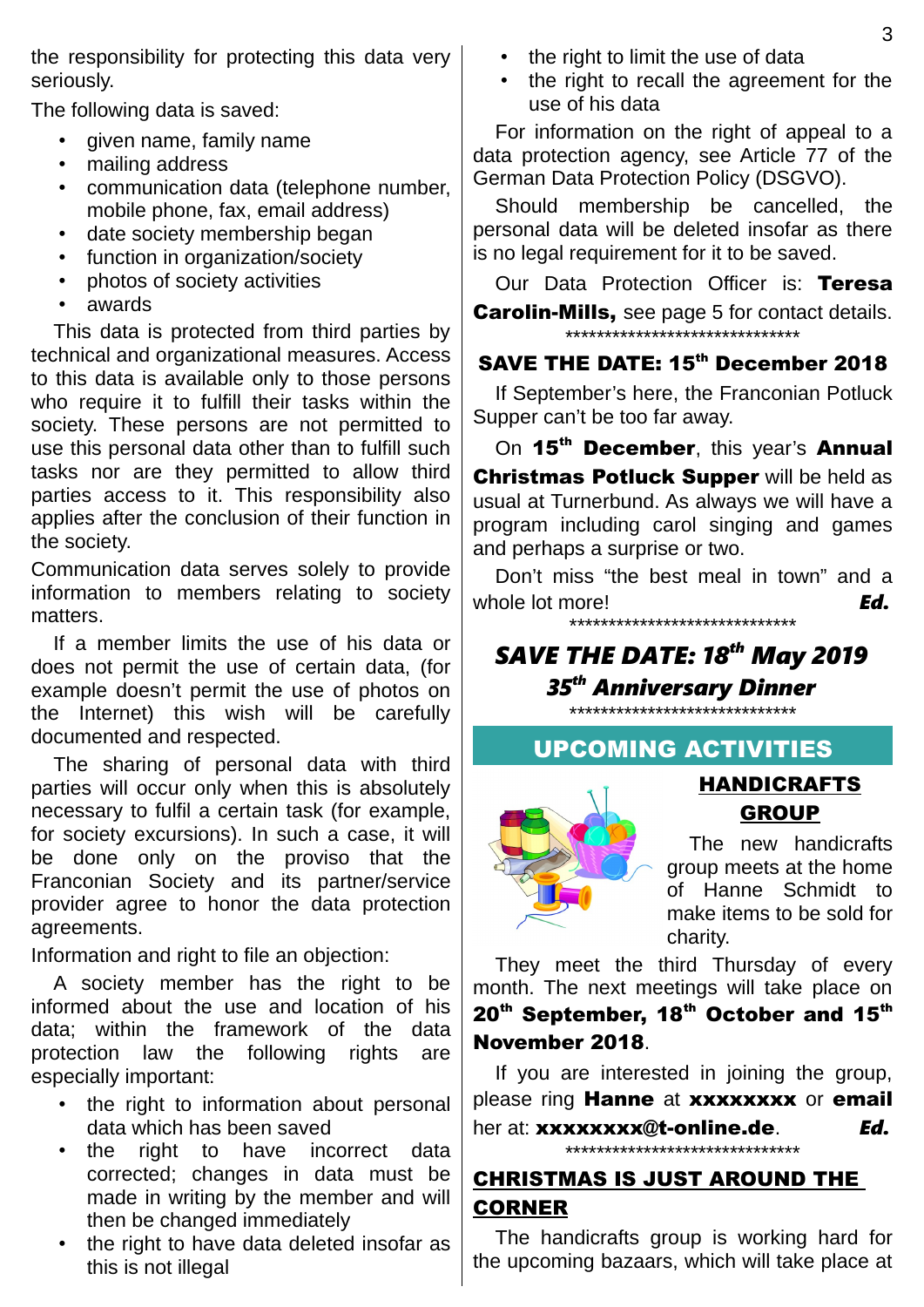the responsibility for protecting this data very seriously.

The following data is saved:

- given name, family name
- mailing address
- communication data (telephone number, mobile phone, fax, email address)
- date society membership began
- function in organization/society
- photos of society activities
- awards

This data is protected from third parties by technical and organizational measures. Access to this data is available only to those persons who require it to fulfill their tasks within the society. These persons are not permitted to use this personal data other than to fulfill such tasks nor are they permitted to allow third parties access to it. This responsibility also applies after the conclusion of their function in the society.

Communication data serves solely to provide information to members relating to society matters.

If a member limits the use of his data or does not permit the use of certain data, (for example doesn't permit the use of photos on the Internet) this wish will be carefully documented and respected.

The sharing of personal data with third parties will occur only when this is absolutely necessary to fulfil a certain task (for example, for society excursions). In such a case, it will be done only on the proviso that the Franconian Society and its partner/service provider agree to honor the data protection agreements.

Information and right to file an objection:

A society member has the right to be informed about the use and location of his data; within the framework of the data protection law the following rights are especially important:

- the right to information about personal data which has been saved
- the right to have incorrect data corrected; changes in data must be made in writing by the member and will then be changed immediately
- the right to have data deleted insofar as this is not illegal
- the right to limit the use of data
- the right to recall the agreement for the use of his data

For information on the right of appeal to a data protection agency, see Article 77 of the German Data Protection Policy (DSGVO).

Should membership be cancelled, the personal data will be deleted insofar as there is no legal requirement for it to be saved.

Our Data Protection Officer is: **Teresa Carolin-Mills,** see page 5 for contact details.

\*\*\*\*\*\*\*\*\*\*\*\*\*\*\*\*\*\*\*\*\*\*\*\*\*\*\*\*\*\*

## SAVE THE DATE: 15th December 2018

If September's here, the Franconian Potluck Supper can't be too far away.

On **15th December**, this year's **Annual Christmas Potluck Supper** will be held as usual at Turnerbund. As always we will have a program including carol singing and games and perhaps a surprise or two.

Don't miss "the best meal in town" and a whole lot more! ***Ed.***

\*\*\*\*\*\*\*\*\*\*\*\*\*\*\*\*\*\*\*\*\*\*\*\*\*\*\*\*\*\*

## *SAVE THE DATE: 18th May 2019*

### *35th Anniversary Dinner*

\*\*\*\*\*\*\*\*\*\*\*\*\*\*\*\*\*\*\*\*\*\*\*\*\*\*\*\*\*\*

## UPCOMING ACTIVITIES

### HANDICRAFTS GROUP

The new handicrafts group meets at the home of Hanne Schmidt to make items to be sold for charity.

They meet the third Thursday of every month. The next meetings will take place on **20th September, 18th October and 15th November 2018**.

If you are interested in joining the group, please ring **Hanne** at **xxxxxxxx** or **email** her at: **xxxxxxxx@t-online.de**. ***Ed.***

\*\*\*\*\*\*\*\*\*\*\*\*\*\*\*\*\*\*\*\*\*\*\*\*\*\*\*\*\*\*

### CHRISTMAS IS JUST AROUND THE CORNER

The handicrafts group is working hard for the upcoming bazaars, which will take place at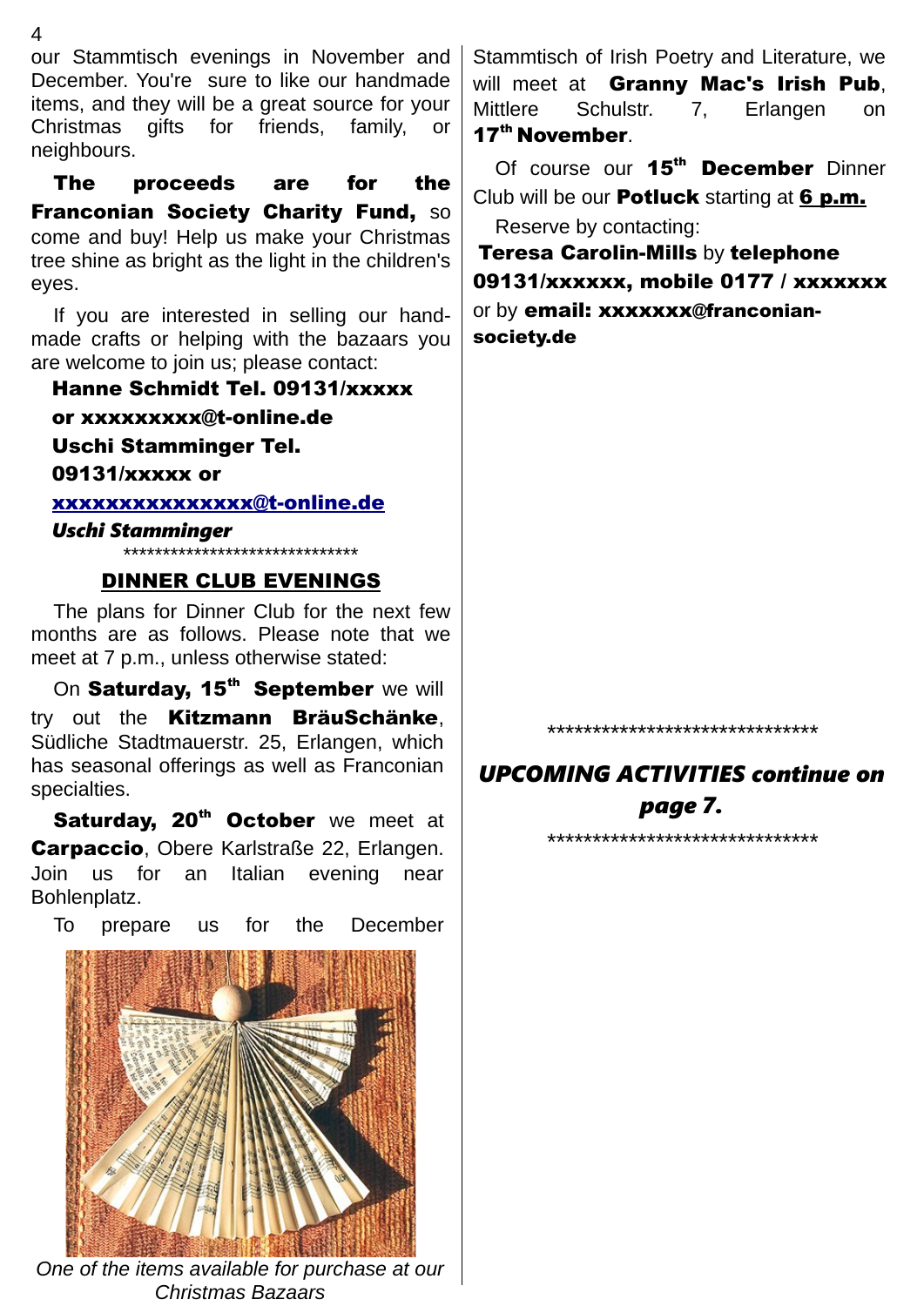our Stammtisch evenings in November and December. You're sure to like our handmade items, and they will be a great source for your Christmas gifts for friends, family, or neighbours.

**The proceeds are for the Franconian Society Charity Fund,** so come and buy! Help us make your Christmas tree shine as bright as the light in the children's eyes.

If you are interested in selling our handmade crafts or helping with the bazaars you are welcome to join us; please contact:

**Hanne Schmidt Tel. 09131/xxxxx or xxxxxxxxx@t-online.de**

**Uschi Stamminger Tel. 09131/xxxxx or xxxxxxxxxxxxxxx@t-online.de**

***Uschi Stamminger***

*******************************

## DINNER CLUB EVENINGS

The plans for Dinner Club for the next few months are as follows. Please note that we meet at 7 p.m., unless otherwise stated:

On **Saturday, 15th September** we will try out the **Kitzmann BräuSchänke**, Südliche Stadtmauerstr. 25, Erlangen, which has seasonal offerings as well as Franconian specialties.

**Saturday, 20th October** we meet at **Carpaccio**, Obere Karlstraße 22, Erlangen. Join us for an Italian evening near Bohlenplatz.

To prepare us for the December Stammtisch of Irish Poetry and Literature, we will meet at **Granny Mac's Irish Pub**, Mittlere Schulstr. 7, Erlangen on **17th November**.

*One of the items available for purchase at our Christmas Bazaars*

Of course our **15th December** Dinner Club will be our **Potluck** starting at **6 p.m.**

Reserve by contacting:

**Teresa Carolin-Mills** by **telephone 09131/xxxxxx, mobile 0177 / xxxxxxx** or by **email: xxxxxxx@franconian-society.de**

*******************************

***UPCOMING ACTIVITIES continue on page 7.***

*******************************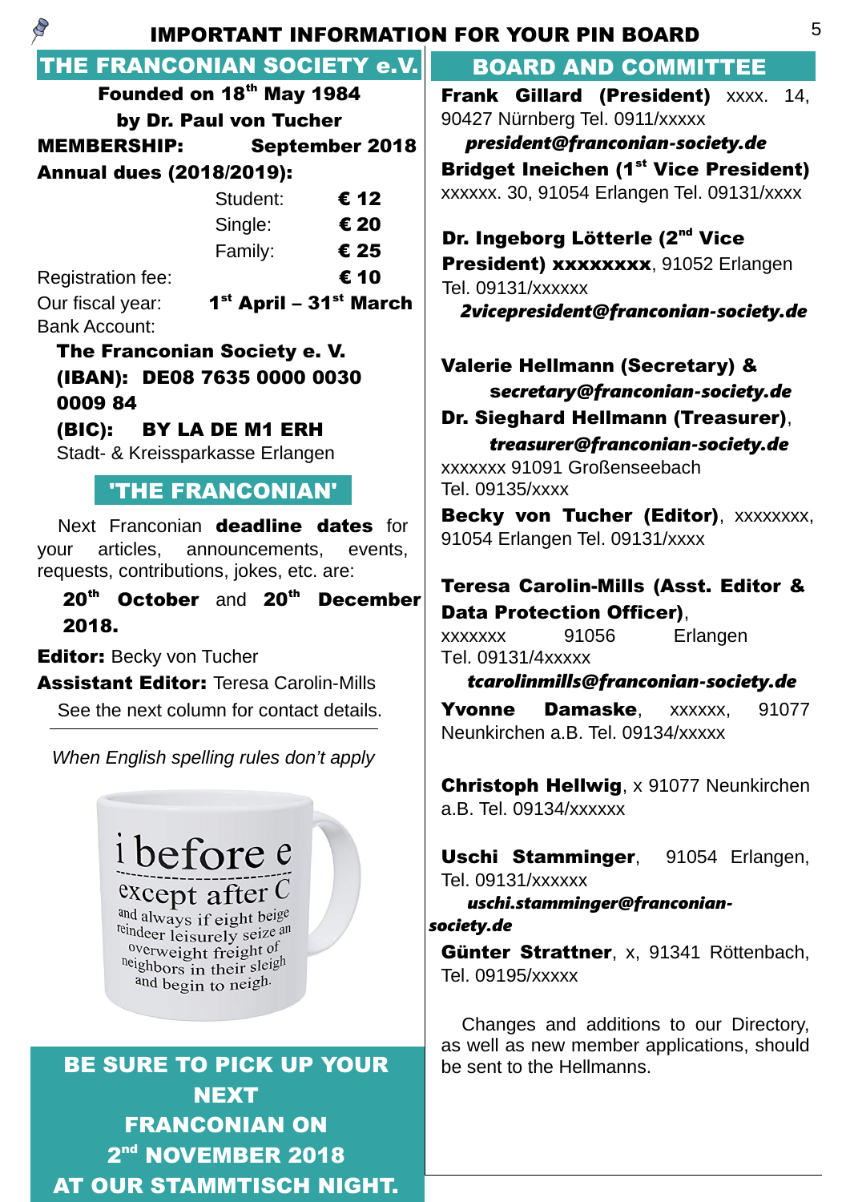# IMPORTANT INFORMATION FOR YOUR PIN BOARD

## THE FRANCONIAN SOCIETY e.V.

**Founded on 18th May 1984**
**by Dr. Paul von Tucher**

**MEMBERSHIP: September 2018**

**Annual dues (2018/2019):**

| | |
|---|---|
| Student: | **€ 12** |
| Single: | **€ 20** |
| Family: | **€ 25** |

Registration fee: **€ 10**

Our fiscal year: **1st April – 31st March**

Bank Account:

**The Franconian Society e. V.**
**(IBAN): DE08 7635 0000 0030 0009 84**
**(BIC): BY LA DE M1 ERH**
Stadt- & Kreissparkasse Erlangen

## 'THE FRANCONIAN'

Next Franconian **deadline dates** for your articles, announcements, events, requests, contributions, jokes, etc. are:

**20th October** and **20th December 2018.**

**Editor:** Becky von Tucher
**Assistant Editor:** Teresa Carolin-Mills
See the next column for contact details.

*When English spelling rules don't apply*

i before e
except after C
and always if eight beige reindeer leisurely seize an overweight freight of neighbors in their sleigh and begin to neigh.

**BE SURE TO PICK UP YOUR NEXT FRANCONIAN ON 2nd NOVEMBER 2018 AT OUR STAMMTISCH NIGHT.**

## BOARD AND COMMITTEE

**Frank Gillard (President)** xxxx. 14, 90427 Nürnberg Tel. 0911/xxxxx
***president@franconian-society.de***

**Bridget Ineichen (1st Vice President)** xxxxxx. 30, 91054 Erlangen Tel. 09131/xxxx

**Dr. Ingeborg Lötterle (2nd Vice President) xxxxxxxx**, 91052 Erlangen Tel. 09131/xxxxxx
***2vicepresident@franconian-society.de***

**Valerie Hellmann (Secretary) &**
***secretary@franconian-society.de***

**Dr. Sieghard Hellmann (Treasurer)**,
***treasurer@franconian-society.de***
xxxxxxx 91091 Großenseebach
Tel. 09135/xxxx

**Becky von Tucher (Editor)**, xxxxxxxx, 91054 Erlangen Tel. 09131/xxxx

**Teresa Carolin-Mills (Asst. Editor & Data Protection Officer)**,
xxxxxxx 91056 Erlangen
Tel. 09131/4xxxxx
***tcarolinmills@franconian-society.de***

**Yvonne Damaske**, xxxxxx, 91077 Neunkirchen a.B. Tel. 09134/xxxxx

**Christoph Hellwig**, x 91077 Neunkirchen a.B. Tel. 09134/xxxxxx

**Uschi Stamminger**, 91054 Erlangen, Tel. 09131/xxxxxx
***uschi.stamminger@franconian-society.de***

**Günter Strattner**, x, 91341 Röttenbach, Tel. 09195/xxxxx

Changes and additions to our Directory, as well as new member applications, should be sent to the Hellmanns.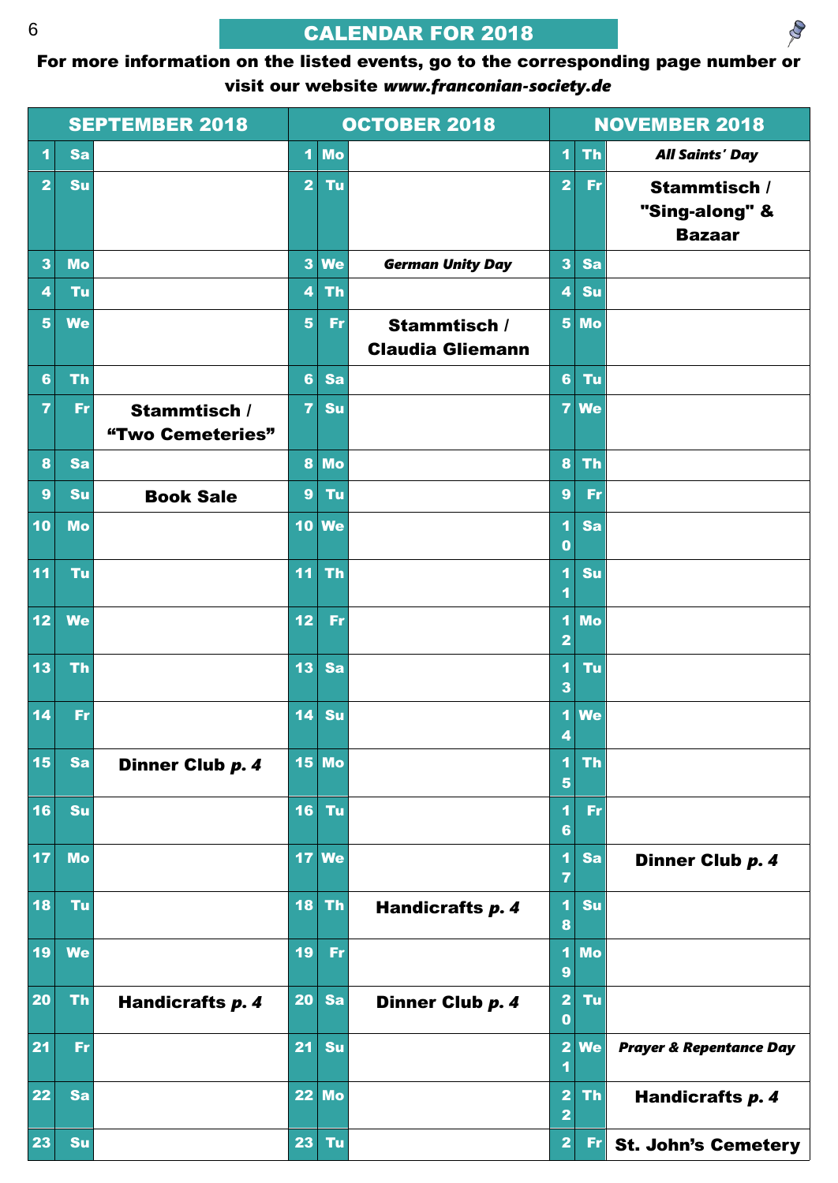# CALENDAR FOR 2018

**For more information on the listed events, go to the corresponding page number or visit our website *www.franconian-society.de***

| SEPTEMBER 2018 | | | OCTOBER 2018 | | | NOVEMBER 2018 | | |
|---|---|---|---|---|---|---|---|---|
| 1 | Sa | | 1 | Mo | | 1 | Th | ***All Saints' Day*** |
| 2 | Su | | 2 | Tu | | 2 | Fr | **Stammtisch / "Sing-along" & Bazaar** |
| 3 | Mo | | 3 | We | ***German Unity Day*** | 3 | Sa | |
| 4 | Tu | | 4 | Th | | 4 | Su | |
| 5 | We | | 5 | Fr | **Stammtisch / Claudia Gliemann** | 5 | Mo | |
| 6 | Th | | 6 | Sa | | 6 | Tu | |
| 7 | Fr | **Stammtisch / "Two Cemeteries"** | 7 | Su | | 7 | We | |
| 8 | Sa | | 8 | Mo | | 8 | Th | |
| 9 | Su | **Book Sale** | 9 | Tu | | 9 | Fr | |
| 10 | Mo | | 10 | We | | 10 | Sa | |
| 11 | Tu | | 11 | Th | | 11 | Su | |
| 12 | We | | 12 | Fr | | 12 | Mo | |
| 13 | Th | | 13 | Sa | | 13 | Tu | |
| 14 | Fr | | 14 | Su | | 14 | We | |
| 15 | Sa | **Dinner Club *p. 4*** | 15 | Mo | | 15 | Th | |
| 16 | Su | | 16 | Tu | | 16 | Fr | |
| 17 | Mo | | 17 | We | | 17 | Sa | **Dinner Club *p. 4*** |
| 18 | Tu | | 18 | Th | **Handicrafts *p. 4*** | 18 | Su | |
| 19 | We | | 19 | Fr | | 19 | Mo | |
| 20 | Th | **Handicrafts *p. 4*** | 20 | Sa | **Dinner Club *p. 4*** | 20 | Tu | |
| 21 | Fr | | 21 | Su | | 21 | We | ***Prayer & Repentance Day*** |
| 22 | Sa | | 22 | Mo | | 22 | Th | **Handicrafts *p. 4*** |
| 23 | Su | | 23 | Tu | | 2 | Fr | **St. John's Cemetery** |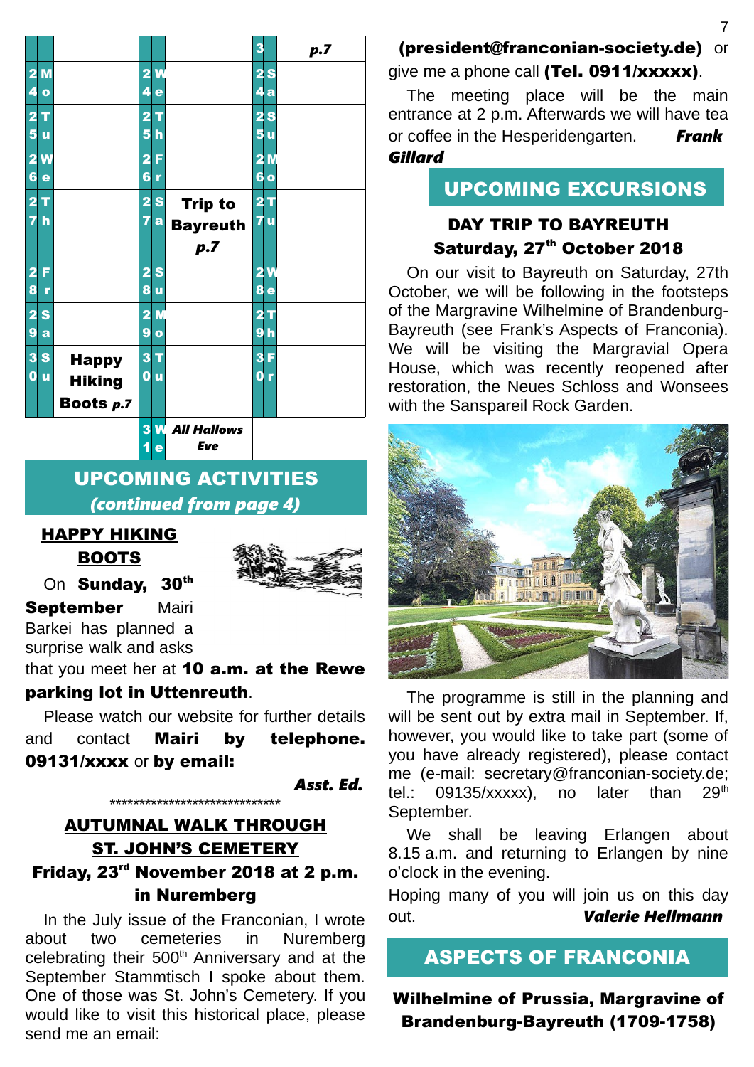| | | | | | | | |
|---|---|---|---|---|---|---|---|
| | | | | | | 3 | p.7 |
| 24 | Mo | | 24 | We | | 24 | Sa |
| 25 | Tu | | 25 | Th | | 25 | Su |
| 26 | We | | 26 | Fr | | 26 | Mo |
| 27 | Th | | 27 | Sa | **Trip to Bayreuth** ***p.7*** | 27 | Tu |
| 28 | Fr | | 28 | Su | | 28 | We |
| 29 | Sa | | 29 | Mo | | 29 | Th |
| 30 | Su | **Happy Hiking Boots** ***p.7*** | 30 | Tu | | 30 | Fr |
| | | | 31 | We | ***All Hallows Eve*** | | |

## UPCOMING ACTIVITIES
***(continued from page 4)***

### HAPPY HIKING BOOTS

On **Sunday, 30th September** Mairi Barkei has planned a surprise walk and asks that you meet her at **10 a.m. at the Rewe parking lot in Uttenreuth**.

Please watch our website for further details and contact **Mairi by telephone. 09131/xxxx** or **by email:**

***Asst. Ed.***

*****************************

### AUTUMNAL WALK THROUGH ST. JOHN'S CEMETERY
**Friday, 23rd November 2018 at 2 p.m. in Nuremberg**

In the July issue of the Franconian, I wrote about two cemeteries in Nuremberg celebrating their 500th Anniversary and at the September Stammtisch I spoke about them. One of those was St. John's Cemetery. If you would like to visit this historical place, please send me an email: **(president@franconian-society.de)** or give me a phone call **(Tel. 0911/xxxxx)**.

The meeting place will be the main entrance at 2 p.m. Afterwards we will have tea or coffee in the Hesperidengarten. ***Frank Gillard***

## UPCOMING EXCURSIONS

### DAY TRIP TO BAYREUTH
**Saturday, 27th October 2018**

On our visit to Bayreuth on Saturday, 27th October, we will be following in the footsteps of the Margravine Wilhelmine of Brandenburg-Bayreuth (see Frank's Aspects of Franconia). We will be visiting the Margravial Opera House, which was recently reopened after restoration, the Neues Schloss and Wonsees with the Sanspareil Rock Garden.

The programme is still in the planning and will be sent out by extra mail in September. If, however, you would like to take part (some of you have already registered), please contact me (e-mail: secretary@franconian-society.de; tel.: 09135/xxxxx), no later than 29th September.

We shall be leaving Erlangen about 8.15 a.m. and returning to Erlangen by nine o'clock in the evening.

Hoping many of you will join us on this day out. ***Valerie Hellmann***

## ASPECTS OF FRANCONIA

**Wilhelmine of Prussia, Margravine of Brandenburg-Bayreuth (1709-1758)**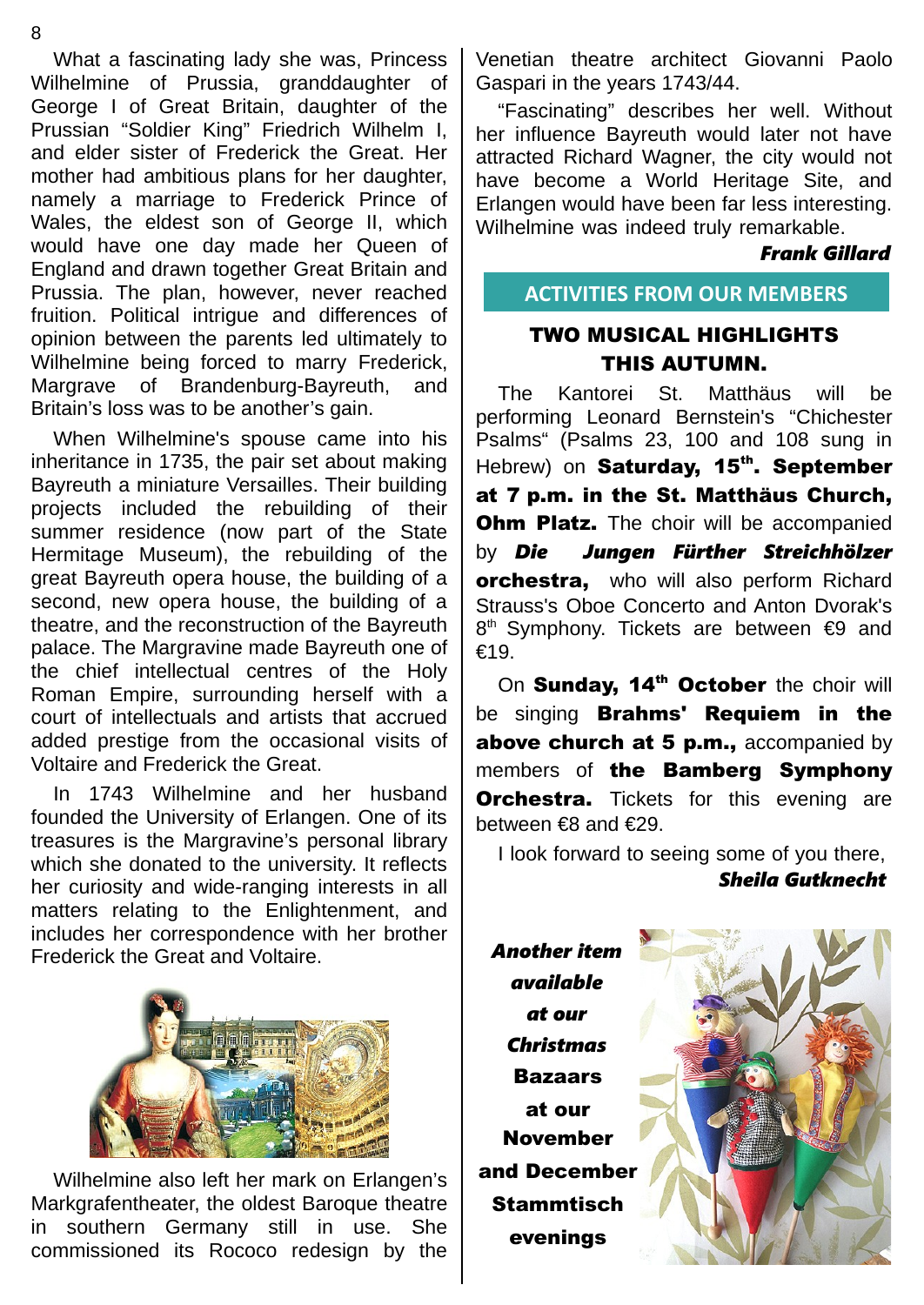What a fascinating lady she was, Princess Wilhelmine of Prussia, granddaughter of George I of Great Britain, daughter of the Prussian "Soldier King" Friedrich Wilhelm I, and elder sister of Frederick the Great. Her mother had ambitious plans for her daughter, namely a marriage to Frederick Prince of Wales, the eldest son of George II, which would have one day made her Queen of England and drawn together Great Britain and Prussia. The plan, however, never reached fruition. Political intrigue and differences of opinion between the parents led ultimately to Wilhelmine being forced to marry Frederick, Margrave of Brandenburg-Bayreuth, and Britain's loss was to be another's gain.

When Wilhelmine's spouse came into his inheritance in 1735, the pair set about making Bayreuth a miniature Versailles. Their building projects included the rebuilding of their summer residence (now part of the State Hermitage Museum), the rebuilding of the great Bayreuth opera house, the building of a second, new opera house, the building of a theatre, and the reconstruction of the Bayreuth palace. The Margravine made Bayreuth one of the chief intellectual centres of the Holy Roman Empire, surrounding herself with a court of intellectuals and artists that accrued added prestige from the occasional visits of Voltaire and Frederick the Great.

In 1743 Wilhelmine and her husband founded the University of Erlangen. One of its treasures is the Margravine's personal library which she donated to the university. It reflects her curiosity and wide-ranging interests in all matters relating to the Enlightenment, and includes her correspondence with her brother Frederick the Great and Voltaire.

Wilhelmine also left her mark on Erlangen's Markgrafentheater, the oldest Baroque theatre in southern Germany still in use. She commissioned its Rococo redesign by the Venetian theatre architect Giovanni Paolo Gaspari in the years 1743/44.

"Fascinating" describes her well. Without her influence Bayreuth would later not have attracted Richard Wagner, the city would not have become a World Heritage Site, and Erlangen would have been far less interesting. Wilhelmine was indeed truly remarkable.

***Frank Gillard***

## ACTIVITIES FROM OUR MEMBERS

### TWO MUSICAL HIGHLIGHTS THIS AUTUMN.

The Kantorei St. Matthäus will be performing Leonard Bernstein's "Chichester Psalms" (Psalms 23, 100 and 108 sung in Hebrew) on **Saturday, 15th. September at 7 p.m. in the St. Matthäus Church, Ohm Platz.** The choir will be accompanied by ***Die Jungen Fürther Streichhölzer*** **orchestra,** who will also perform Richard Strauss's Oboe Concerto and Anton Dvorak's 8th Symphony. Tickets are between €9 and €19.

On **Sunday, 14th October** the choir will be singing **Brahms' Requiem in the above church at 5 p.m.,** accompanied by members of **the Bamberg Symphony Orchestra.** Tickets for this evening are between €8 and €29.

I look forward to seeing some of you there,

***Sheila Gutknecht***

***Another item available at our Christmas*** **Bazaars at our November and December Stammtisch evenings**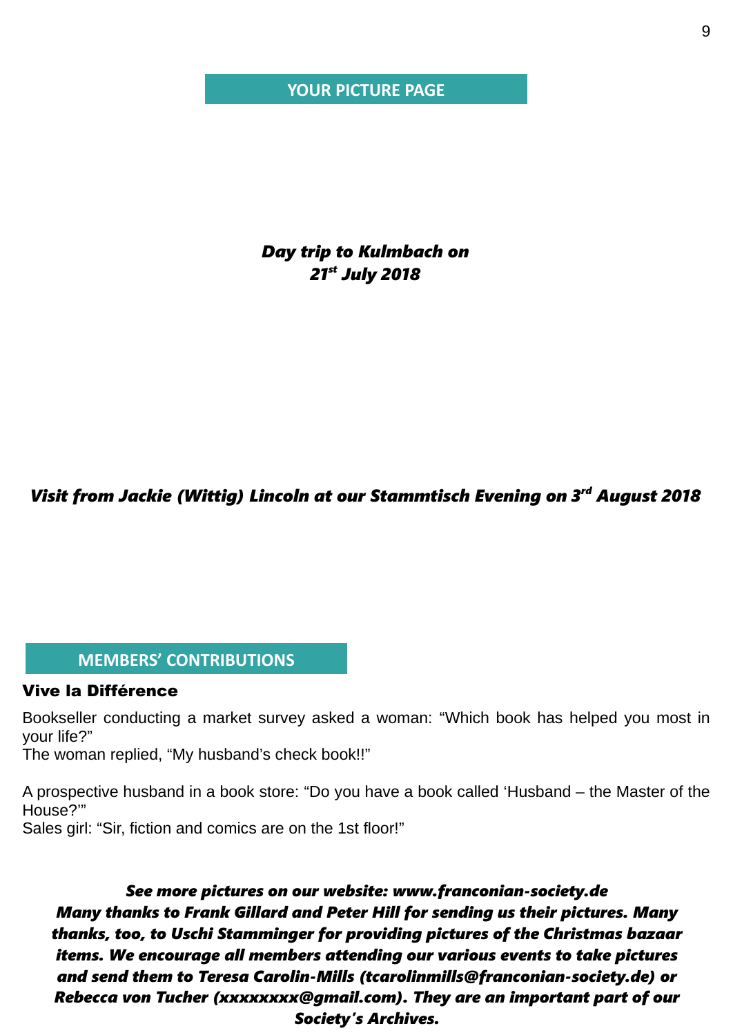## YOUR PICTURE PAGE

***Day trip to Kulmbach on 21st July 2018***

***Visit from Jackie (Wittig) Lincoln at our Stammtisch Evening on 3rd August 2018***

## MEMBERS' CONTRIBUTIONS

### Vive la Différence

Bookseller conducting a market survey asked a woman: "Which book has helped you most in your life?"
The woman replied, "My husband's check book!!"

A prospective husband in a book store: "Do you have a book called 'Husband – the Master of the House?'"
Sales girl: "Sir, fiction and comics are on the 1st floor!"

***See more pictures on our website: www.franconian-society.de***
***Many thanks to Frank Gillard and Peter Hill for sending us their pictures. Many thanks, too, to Uschi Stamminger for providing pictures of the Christmas bazaar items. We encourage all members attending our various events to take pictures and send them to Teresa Carolin-Mills (tcarolinmills@franconian-society.de) or Rebecca von Tucher (xxxxxxxxx@gmail.com). They are an important part of our Society's Archives.***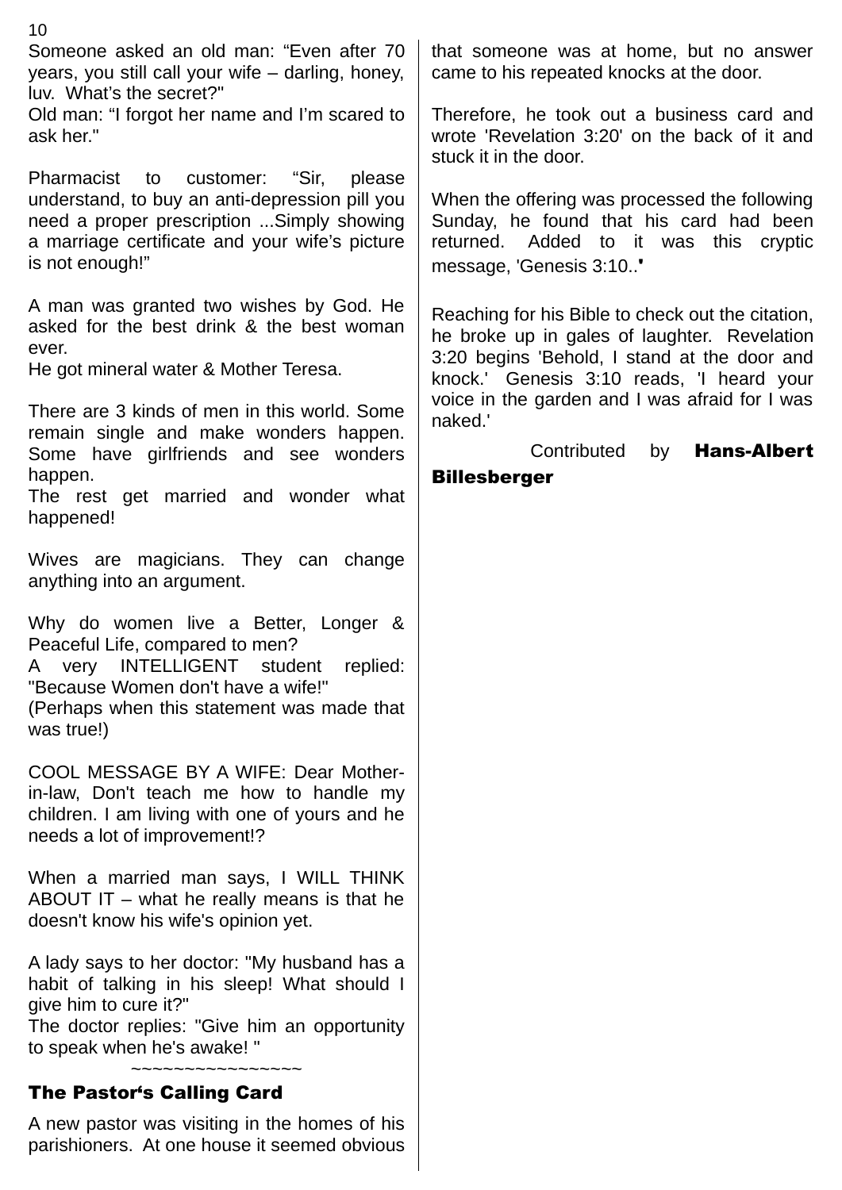Someone asked an old man: “Even after 70 years, you still call your wife – darling, honey, luv. What’s the secret?"
Old man: “I forgot her name and I’m scared to ask her."

Pharmacist to customer: “Sir, please understand, to buy an anti-depression pill you need a proper prescription ...Simply showing a marriage certificate and your wife’s picture is not enough!”

A man was granted two wishes by God. He asked for the best drink & the best woman ever.
He got mineral water & Mother Teresa.

There are 3 kinds of men in this world. Some remain single and make wonders happen. Some have girlfriends and see wonders happen.
The rest get married and wonder what happened!

Wives are magicians. They can change anything into an argument.

Why do women live a Better, Longer & Peaceful Life, compared to men?
A very INTELLIGENT student replied: "Because Women don't have a wife!"
(Perhaps when this statement was made that was true!)

COOL MESSAGE BY A WIFE: Dear Mother-in-law, Don't teach me how to handle my children. I am living with one of yours and he needs a lot of improvement!?

When a married man says, I WILL THINK ABOUT IT – what he really means is that he doesn't know his wife's opinion yet.

A lady says to her doctor: "My husband has a habit of talking in his sleep! What should I give him to cure it?"
The doctor replies: "Give him an opportunity to speak when he's awake! "

~~~~~~~~~~~~~~~~

## The Pastor‘s Calling Card

A new pastor was visiting in the homes of his parishioners. At one house it seemed obvious that someone was at home, but no answer came to his repeated knocks at the door.

Therefore, he took out a business card and wrote 'Revelation 3:20' on the back of it and stuck it in the door.

When the offering was processed the following Sunday, he found that his card had been returned. Added to it was this cryptic message, 'Genesis 3:10..'

Reaching for his Bible to check out the citation, he broke up in gales of laughter. Revelation 3:20 begins 'Behold, I stand at the door and knock.' Genesis 3:10 reads, 'I heard your voice in the garden and I was afraid for I was naked.'

Contributed by **Hans-Albert Billesberger**